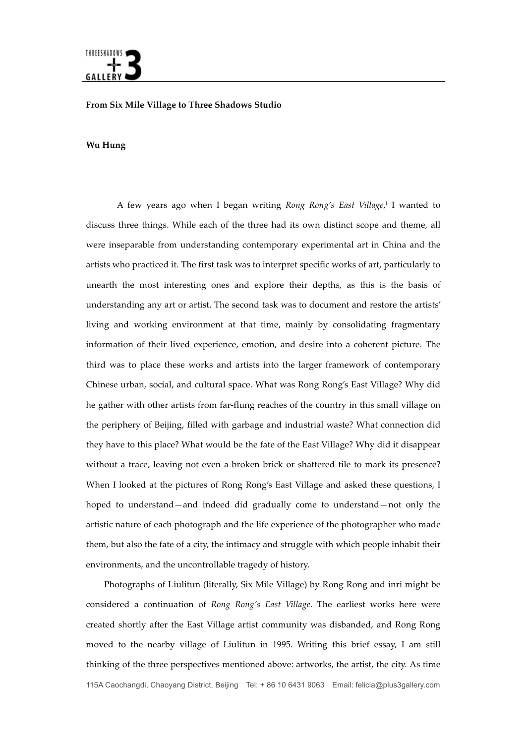**From Six Mile Village to Three Shadows Studio**

**Wu Hung**

A few years ago when I began writing *Rong Rong's East Village*,[i] I wanted to discuss three things. While each of the three had its own distinct scope and theme, all were inseparable from understanding contemporary experimental art in China and the artists who practiced it. The first task was to interpret specific works of art, particularly to unearth the most interesting ones and explore their depths, as this is the basis of understanding any art or artist. The second task was to document and restore the artists' living and working environment at that time, mainly by consolidating fragmentary information of their lived experience, emotion, and desire into a coherent picture. The third was to place these works and artists into the larger framework of contemporary Chinese urban, social, and cultural space. What was Rong Rong's East Village? Why did he gather with other artists from far-flung reaches of the country in this small village on the periphery of Beijing, filled with garbage and industrial waste? What connection did they have to this place? What would be the fate of the East Village? Why did it disappear without a trace, leaving not even a broken brick or shattered tile to mark its presence? When I looked at the pictures of Rong Rong's East Village and asked these questions, I hoped to understand—and indeed did gradually come to understand—not only the artistic nature of each photograph and the life experience of the photographer who made them, but also the fate of a city, the intimacy and struggle with which people inhabit their environments, and the uncontrollable tragedy of history.

Photographs of Liulitun (literally, Six Mile Village) by Rong Rong and inri might be considered a continuation of *Rong Rong's East Village*. The earliest works here were created shortly after the East Village artist community was disbanded, and Rong Rong moved to the nearby village of Liulitun in 1995. Writing this brief essay, I am still thinking of the three perspectives mentioned above: artworks, the artist, the city. As time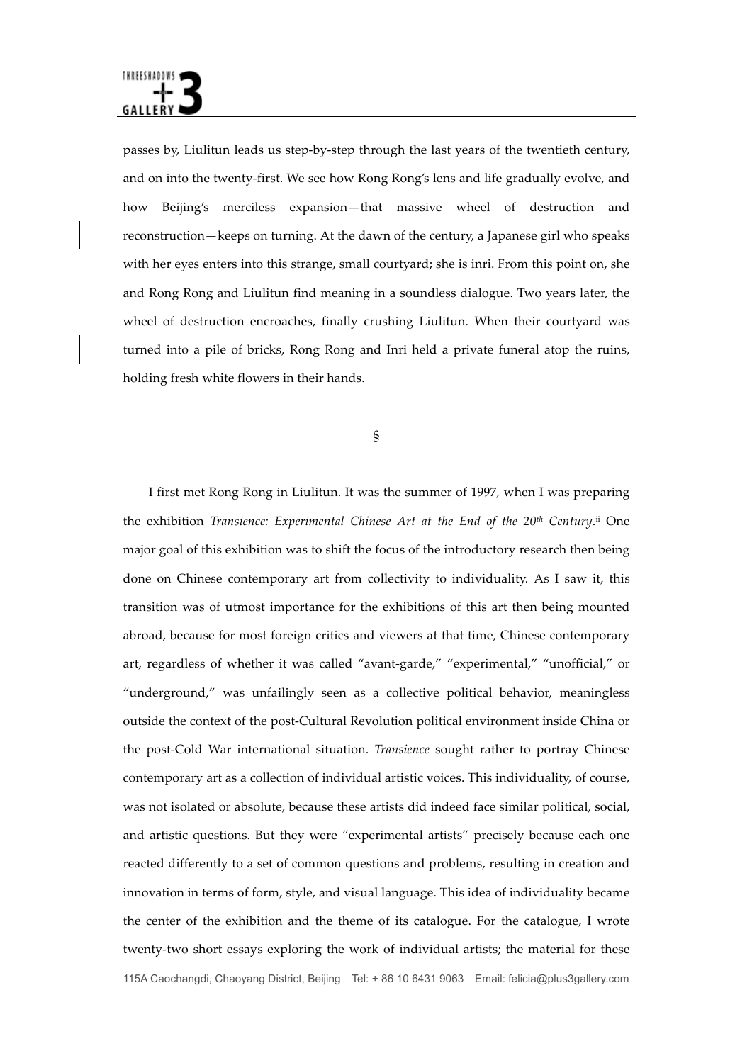passes by, Liulitun leads us step-by-step through the last years of the twentieth century, and on into the twenty-first. We see how Rong Rong's lens and life gradually evolve, and how Beijing's merciless expansion—that massive wheel of destruction and reconstruction—keeps on turning. At the dawn of the century, a Japanese girl who speaks with her eyes enters into this strange, small courtyard; she is inri. From this point on, she and Rong Rong and Liulitun find meaning in a soundless dialogue. Two years later, the wheel of destruction encroaches, finally crushing Liulitun. When their courtyard was turned into a pile of bricks, Rong Rong and Inri held a private funeral atop the ruins, holding fresh white flowers in their hands.

§

I first met Rong Rong in Liulitun. It was the summer of 1997, when I was preparing the exhibition *Transience: Experimental Chinese Art at the End of the 20th Century*.[ii] One major goal of this exhibition was to shift the focus of the introductory research then being done on Chinese contemporary art from collectivity to individuality. As I saw it, this transition was of utmost importance for the exhibitions of this art then being mounted abroad, because for most foreign critics and viewers at that time, Chinese contemporary art, regardless of whether it was called "avant-garde," "experimental," "unofficial," or "underground," was unfailingly seen as a collective political behavior, meaningless outside the context of the post-Cultural Revolution political environment inside China or the post-Cold War international situation. *Transience* sought rather to portray Chinese contemporary art as a collection of individual artistic voices. This individuality, of course, was not isolated or absolute, because these artists did indeed face similar political, social, and artistic questions. But they were "experimental artists" precisely because each one reacted differently to a set of common questions and problems, resulting in creation and innovation in terms of form, style, and visual language. This idea of individuality became the center of the exhibition and the theme of its catalogue. For the catalogue, I wrote twenty-two short essays exploring the work of individual artists; the material for these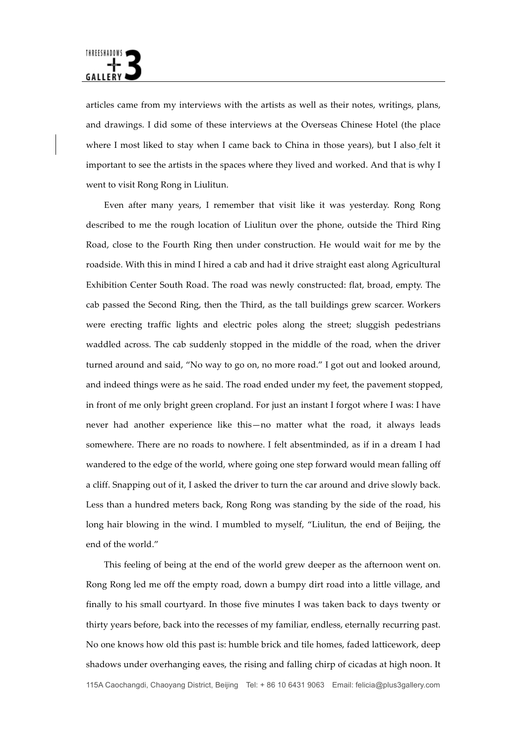articles came from my interviews with the artists as well as their notes, writings, plans, and drawings. I did some of these interviews at the Overseas Chinese Hotel (the place where I most liked to stay when I came back to China in those years), but I also felt it important to see the artists in the spaces where they lived and worked. And that is why I went to visit Rong Rong in Liulitun.

Even after many years, I remember that visit like it was yesterday. Rong Rong described to me the rough location of Liulitun over the phone, outside the Third Ring Road, close to the Fourth Ring then under construction. He would wait for me by the roadside. With this in mind I hired a cab and had it drive straight east along Agricultural Exhibition Center South Road. The road was newly constructed: flat, broad, empty. The cab passed the Second Ring, then the Third, as the tall buildings grew scarcer. Workers were erecting traffic lights and electric poles along the street; sluggish pedestrians waddled across. The cab suddenly stopped in the middle of the road, when the driver turned around and said, "No way to go on, no more road." I got out and looked around, and indeed things were as he said. The road ended under my feet, the pavement stopped, in front of me only bright green cropland. For just an instant I forgot where I was: I have never had another experience like this—no matter what the road, it always leads somewhere. There are no roads to nowhere. I felt absentminded, as if in a dream I had wandered to the edge of the world, where going one step forward would mean falling off a cliff. Snapping out of it, I asked the driver to turn the car around and drive slowly back. Less than a hundred meters back, Rong Rong was standing by the side of the road, his long hair blowing in the wind. I mumbled to myself, "Liulitun, the end of Beijing, the end of the world."

This feeling of being at the end of the world grew deeper as the afternoon went on. Rong Rong led me off the empty road, down a bumpy dirt road into a little village, and finally to his small courtyard. In those five minutes I was taken back to days twenty or thirty years before, back into the recesses of my familiar, endless, eternally recurring past. No one knows how old this past is: humble brick and tile homes, faded latticework, deep shadows under overhanging eaves, the rising and falling chirp of cicadas at high noon. It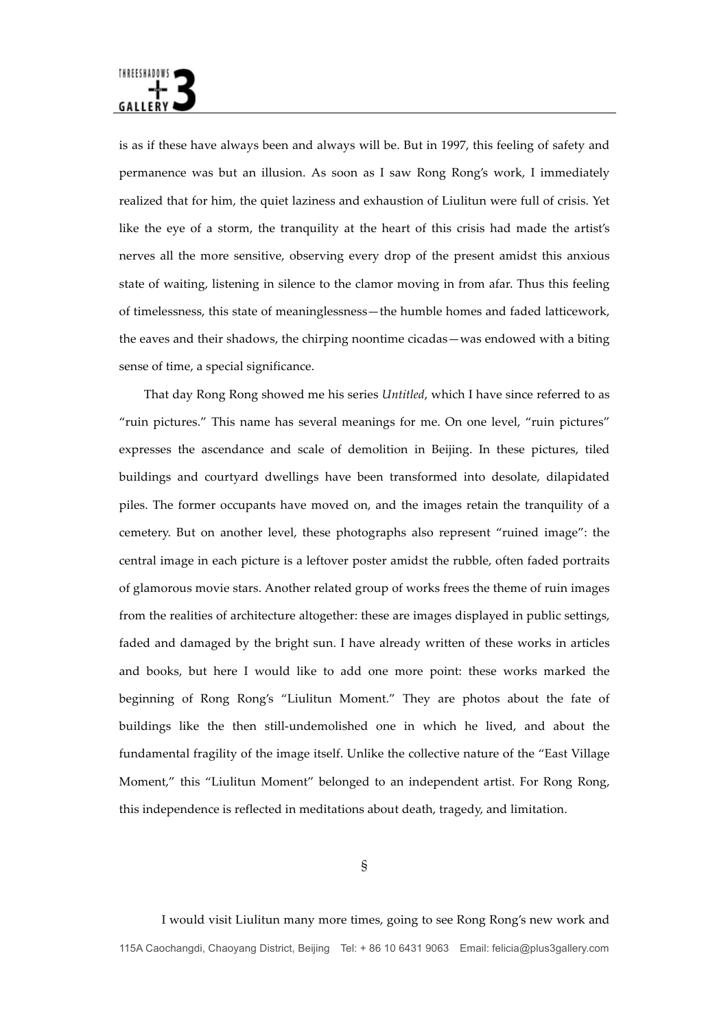is as if these have always been and always will be. But in 1997, this feeling of safety and permanence was but an illusion. As soon as I saw Rong Rong's work, I immediately realized that for him, the quiet laziness and exhaustion of Liulitun were full of crisis. Yet like the eye of a storm, the tranquility at the heart of this crisis had made the artist's nerves all the more sensitive, observing every drop of the present amidst this anxious state of waiting, listening in silence to the clamor moving in from afar. Thus this feeling of timelessness, this state of meaninglessness—the humble homes and faded latticework, the eaves and their shadows, the chirping noontime cicadas—was endowed with a biting sense of time, a special significance.

That day Rong Rong showed me his series *Untitled*, which I have since referred to as "ruin pictures." This name has several meanings for me. On one level, "ruin pictures" expresses the ascendance and scale of demolition in Beijing. In these pictures, tiled buildings and courtyard dwellings have been transformed into desolate, dilapidated piles. The former occupants have moved on, and the images retain the tranquility of a cemetery. But on another level, these photographs also represent "ruined image": the central image in each picture is a leftover poster amidst the rubble, often faded portraits of glamorous movie stars. Another related group of works frees the theme of ruin images from the realities of architecture altogether: these are images displayed in public settings, faded and damaged by the bright sun. I have already written of these works in articles and books, but here I would like to add one more point: these works marked the beginning of Rong Rong's "Liulitun Moment." They are photos about the fate of buildings like the then still-undemolished one in which he lived, and about the fundamental fragility of the image itself. Unlike the collective nature of the "East Village Moment," this "Liulitun Moment" belonged to an independent artist. For Rong Rong, this independence is reflected in meditations about death, tragedy, and limitation.

§

I would visit Liulitun many more times, going to see Rong Rong's new work and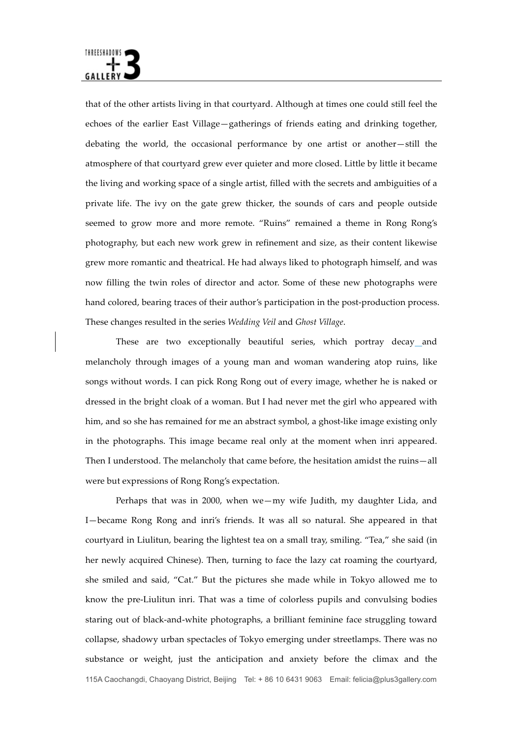that of the other artists living in that courtyard. Although at times one could still feel the echoes of the earlier East Village—gatherings of friends eating and drinking together, debating the world, the occasional performance by one artist or another—still the atmosphere of that courtyard grew ever quieter and more closed. Little by little it became the living and working space of a single artist, filled with the secrets and ambiguities of a private life. The ivy on the gate grew thicker, the sounds of cars and people outside seemed to grow more and more remote. "Ruins" remained a theme in Rong Rong's photography, but each new work grew in refinement and size, as their content likewise grew more romantic and theatrical. He had always liked to photograph himself, and was now filling the twin roles of director and actor. Some of these new photographs were hand colored, bearing traces of their author's participation in the post-production process. These changes resulted in the series *Wedding Veil* and *Ghost Village*.

These are two exceptionally beautiful series, which portray decay and melancholy through images of a young man and woman wandering atop ruins, like songs without words. I can pick Rong Rong out of every image, whether he is naked or dressed in the bright cloak of a woman. But I had never met the girl who appeared with him, and so she has remained for me an abstract symbol, a ghost-like image existing only in the photographs. This image became real only at the moment when inri appeared. Then I understood. The melancholy that came before, the hesitation amidst the ruins—all were but expressions of Rong Rong's expectation.

Perhaps that was in 2000, when we—my wife Judith, my daughter Lida, and I—became Rong Rong and inri's friends. It was all so natural. She appeared in that courtyard in Liulitun, bearing the lightest tea on a small tray, smiling. "Tea," she said (in her newly acquired Chinese). Then, turning to face the lazy cat roaming the courtyard, she smiled and said, "Cat." But the pictures she made while in Tokyo allowed me to know the pre-Liulitun inri. That was a time of colorless pupils and convulsing bodies staring out of black-and-white photographs, a brilliant feminine face struggling toward collapse, shadowy urban spectacles of Tokyo emerging under streetlamps. There was no substance or weight, just the anticipation and anxiety before the climax and the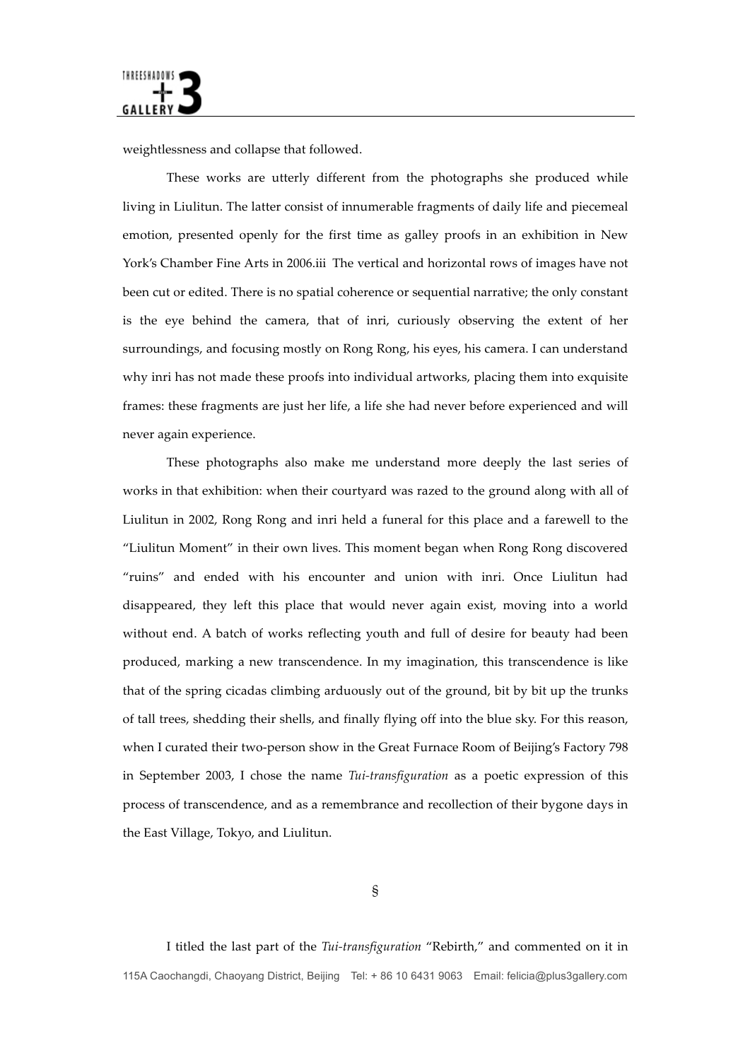weightlessness and collapse that followed.

These works are utterly different from the photographs she produced while living in Liulitun. The latter consist of innumerable fragments of daily life and piecemeal emotion, presented openly for the first time as galley proofs in an exhibition in New York's Chamber Fine Arts in 2006.iii The vertical and horizontal rows of images have not been cut or edited. There is no spatial coherence or sequential narrative; the only constant is the eye behind the camera, that of inri, curiously observing the extent of her surroundings, and focusing mostly on Rong Rong, his eyes, his camera. I can understand why inri has not made these proofs into individual artworks, placing them into exquisite frames: these fragments are just her life, a life she had never before experienced and will never again experience.

These photographs also make me understand more deeply the last series of works in that exhibition: when their courtyard was razed to the ground along with all of Liulitun in 2002, Rong Rong and inri held a funeral for this place and a farewell to the "Liulitun Moment" in their own lives. This moment began when Rong Rong discovered "ruins" and ended with his encounter and union with inri. Once Liulitun had disappeared, they left this place that would never again exist, moving into a world without end. A batch of works reflecting youth and full of desire for beauty had been produced, marking a new transcendence. In my imagination, this transcendence is like that of the spring cicadas climbing arduously out of the ground, bit by bit up the trunks of tall trees, shedding their shells, and finally flying off into the blue sky. For this reason, when I curated their two-person show in the Great Furnace Room of Beijing's Factory 798 in September 2003, I chose the name *Tui-transfiguration* as a poetic expression of this process of transcendence, and as a remembrance and recollection of their bygone days in the East Village, Tokyo, and Liulitun.

§

I titled the last part of the *Tui-transfiguration* "Rebirth," and commented on it in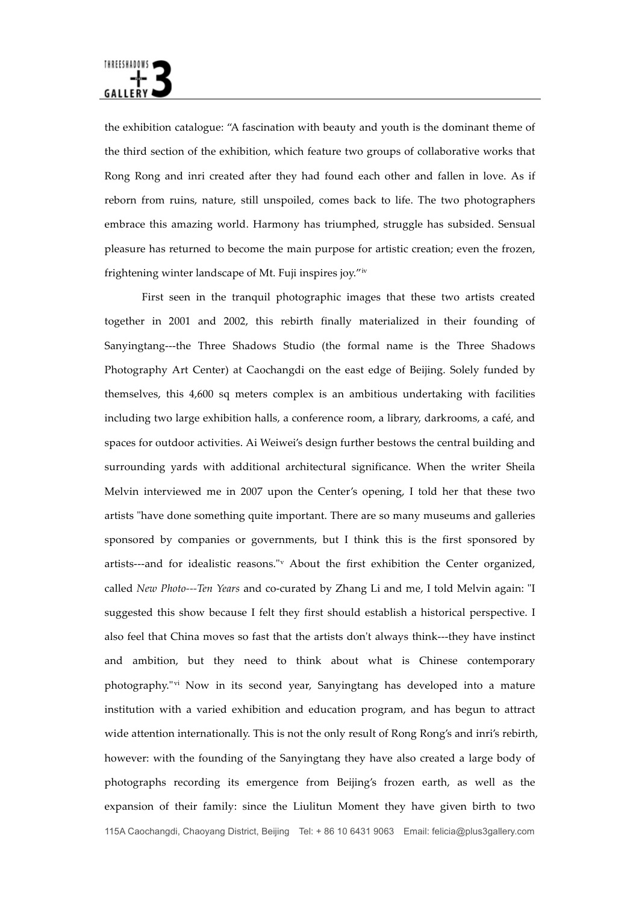the exhibition catalogue: "A fascination with beauty and youth is the dominant theme of the third section of the exhibition, which feature two groups of collaborative works that Rong Rong and inri created after they had found each other and fallen in love. As if reborn from ruins, nature, still unspoiled, comes back to life. The two photographers embrace this amazing world. Harmony has triumphed, struggle has subsided. Sensual pleasure has returned to become the main purpose for artistic creation; even the frozen, frightening winter landscape of Mt. Fuji inspires joy."[iv]

First seen in the tranquil photographic images that these two artists created together in 2001 and 2002, this rebirth finally materialized in their founding of Sanyingtang---the Three Shadows Studio (the formal name is the Three Shadows Photography Art Center) at Caochangdi on the east edge of Beijing. Solely funded by themselves, this 4,600 sq meters complex is an ambitious undertaking with facilities including two large exhibition halls, a conference room, a library, darkrooms, a café, and spaces for outdoor activities. Ai Weiwei's design further bestows the central building and surrounding yards with additional architectural significance. When the writer Sheila Melvin interviewed me in 2007 upon the Center's opening, I told her that these two artists "have done something quite important. There are so many museums and galleries sponsored by companies or governments, but I think this is the first sponsored by artists---and for idealistic reasons."[v] About the first exhibition the Center organized, called *New Photo---Ten Years* and co-curated by Zhang Li and me, I told Melvin again: "I suggested this show because I felt they first should establish a historical perspective. I also feel that China moves so fast that the artists don't always think---they have instinct and ambition, but they need to think about what is Chinese contemporary photography."[vi] Now in its second year, Sanyingtang has developed into a mature institution with a varied exhibition and education program, and has begun to attract wide attention internationally. This is not the only result of Rong Rong's and inri's rebirth, however: with the founding of the Sanyingtang they have also created a large body of photographs recording its emergence from Beijing's frozen earth, as well as the expansion of their family: since the Liulitun Moment they have given birth to two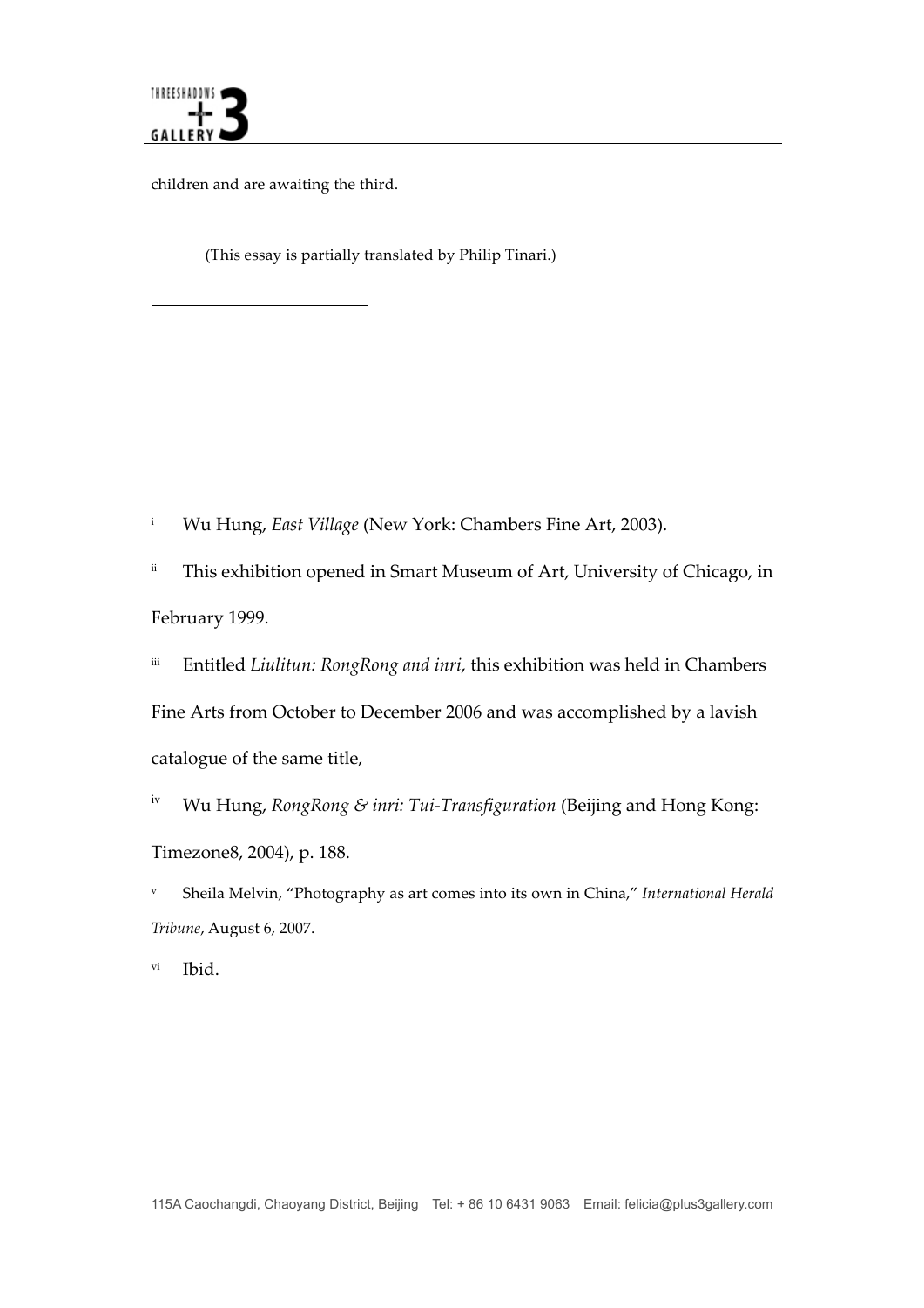children and are awaiting the third.

(This essay is partially translated by Philip Tinari.)

---

[i] Wu Hung, *East Village* (New York: Chambers Fine Art, 2003).

[ii] This exhibition opened in Smart Museum of Art, University of Chicago, in February 1999.

[iii] Entitled *Liulitun: RongRong and inri*, this exhibition was held in Chambers Fine Arts from October to December 2006 and was accomplished by a lavish catalogue of the same title,

[iv] Wu Hung, *RongRong & inri: Tui-Transfiguration* (Beijing and Hong Kong: Timezone8, 2004), p. 188.

[v] Sheila Melvin, "Photography as art comes into its own in China," *International Herald Tribune*, August 6, 2007.

[vi] Ibid.